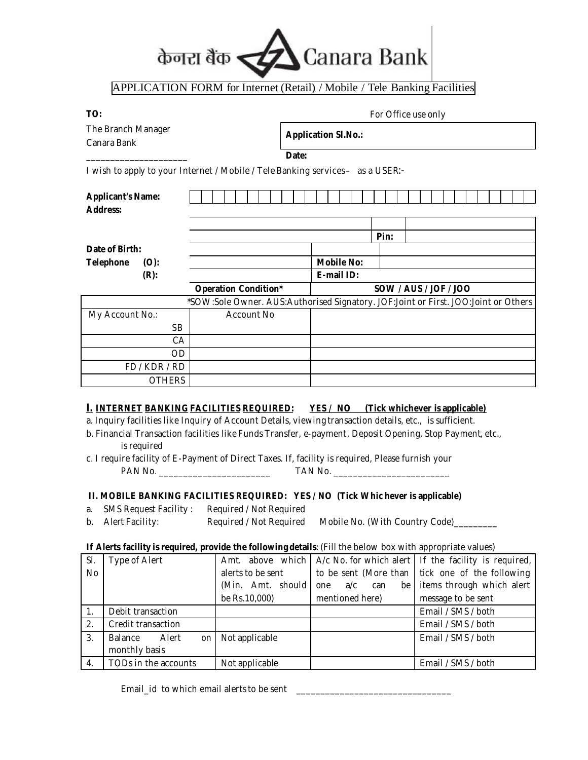# केनरा बैंक Canara Bank

## APPLICATION FORM for Internet (Retail) / Mobile / Tele Banking Facilities

**TO:**

The Branch Manager
Canara Bank
____________________

For Office use only

**Application Sl.No.:**

**Date:**

I wish to apply to your Internet / Mobile / Tele Banking services– as a USER:-

| | | | |
|---|---|---|---|
| **Applicant's Name:** | | | |
| **Address:** | | | |
| | | | |
| | | **Pin:** | |
| **Date of Birth:** | | | |
| **Telephone (O):** | | **Mobile No:** | |
| **(R):** | | **E-mail ID:** | |
| | **Operation Condition*** | **SOW / AUS / JOF / JOO** | |

*SOW:Sole Owner. AUS:Authorised Signatory. JOF:Joint or First. JOO:Joint or Others

| My Account No.: | Account No | |
|---|---|---|
| SB | | |
| CA | | |
| OD | | |
| FD / KDR / RD | | |
| OTHERS | | |

### I. INTERNET BANKING FACILITIES REQUIRED: YES / NO (Tick whichever is applicable)

a. Inquiry facilities like Inquiry of Account Details, viewing transaction details, etc., is sufficient.

b. Financial Transaction facilities like Funds Transfer, e-payment, Deposit Opening, Stop Payment, etc., is required

c. I require facility of E-Payment of Direct Taxes. If, facility is required, Please furnish your PAN No. ______________________ TAN No. ______________________

### II. MOBILE BANKING FACILITIES REQUIRED: YES / NO (Tick Whichever is applicable)

a. SMS Request Facility : Required / Not Required

b. Alert Facility: Required / Not Required Mobile No. (With Country Code)_________

**If Alerts facility is required, provide the following details**: (Fill the below box with appropriate values)

| Sl. No | Type of Alert | Amt. above which alerts to be sent (Min. Amt. should be Rs.10,000) | A/c No. for which alert to be sent (More than one a/c can be mentioned here) | If the facility is required, tick one of the following items through which alert message to be sent |
|---|---|---|---|---|
| 1. | Debit transaction | | | Email / SMS / both |
| 2. | Credit transaction | | | Email / SMS / both |
| 3. | Balance Alert on monthly basis | Not applicable | | Email / SMS / both |
| 4. | TODs in the accounts | Not applicable | | Email / SMS / both |

Email_id to which email alerts to be sent ______________________________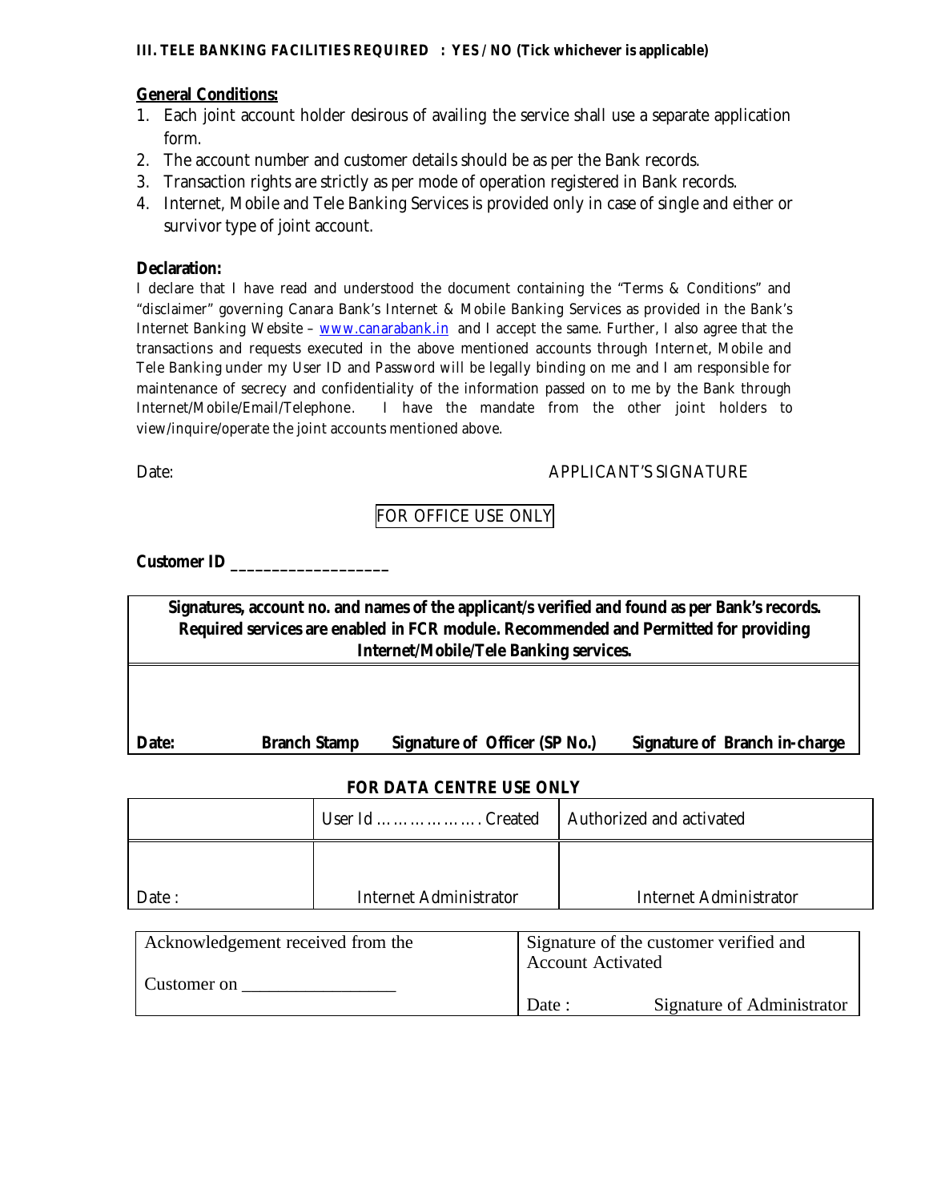**III. TELE BANKING FACILITIES REQUIRED : YES / NO (Tick whichever is applicable)**

**General Conditions:**

1. Each joint account holder desirous of availing the service shall use a separate application form.
2. The account number and customer details should be as per the Bank records.
3. Transaction rights are strictly as per mode of operation registered in Bank records.
4. Internet, Mobile and Tele Banking Services is provided only in case of single and either or survivor type of joint account.

**Declaration:**

I declare that I have read and understood the document containing the "Terms & Conditions" and "disclaimer" governing Canara Bank's Internet & Mobile Banking Services as provided in the Bank's Internet Banking Website – www.canarabank.in and I accept the same. Further, I also agree that the transactions and requests executed in the above mentioned accounts through Internet, Mobile and Tele Banking under my User ID and Password will be legally binding on me and I am responsible for maintenance of secrecy and confidentiality of the information passed on to me by the Bank through Internet/Mobile/Email/Telephone. I have the mandate from the other joint holders to view/inquire/operate the joint accounts mentioned above.

Date: APPLICANT'S SIGNATURE

FOR OFFICE USE ONLY

**Customer ID __________________**

| **Signatures, account no. and names of the applicant/s verified and found as per Bank's records. Required services are enabled in FCR module. Recommended and Permitted for providing Internet/Mobile/Tele Banking services.** | | | |
|---|---|---|---|
| **Date:** | **Branch Stamp** | **Signature of Officer (SP No.)** | **Signature of Branch in-charge** |

**FOR DATA CENTRE USE ONLY**

| | User Id ………………. Created | Authorized and activated |
|---|---|---|
| Date : | Internet Administrator | Internet Administrator |

| Acknowledgement received from the Customer on ________________ | Signature of the customer verified and Account Activated |
|---|---|
| | Date : Signature of Administrator |